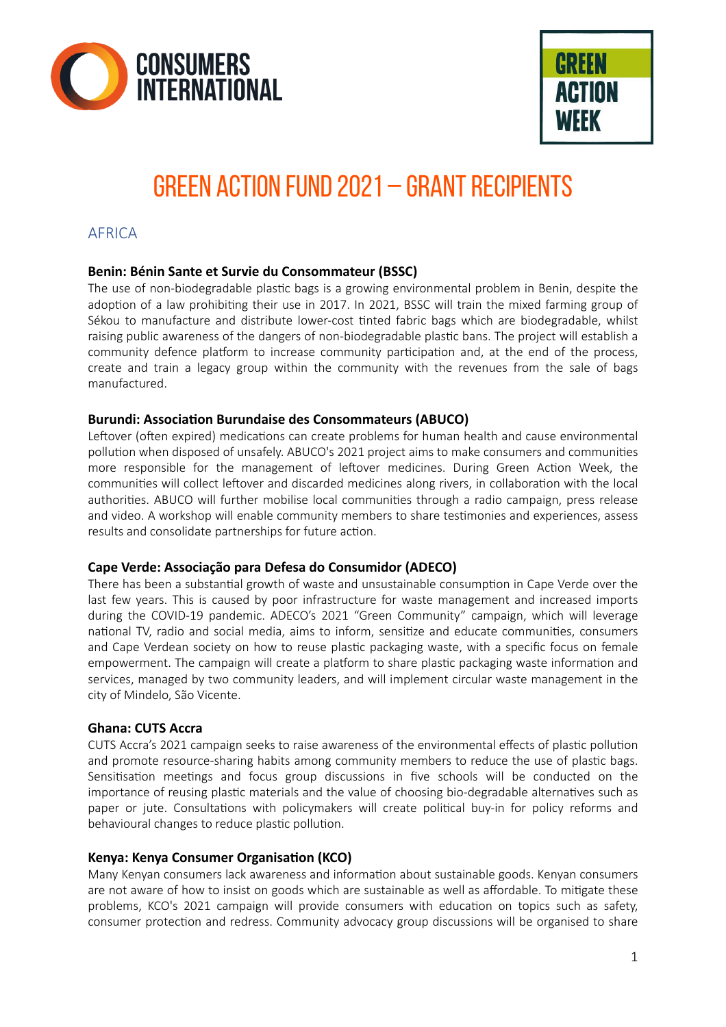# GREEN ACTION FUND 2021 – GRANT RECIPIENTS

## AFRICA

### Benin: Bénin Sante et Survie du Consommateur (BSSC)

The use of non-biodegradable plastic bags is a growing environmental problem in Benin, despite the adoption of a law prohibiting their use in 2017. In 2021, BSSC will train the mixed farming group of Sékou to manufacture and distribute lower-cost tinted fabric bags which are biodegradable, whilst raising public awareness of the dangers of non-biodegradable plastic bans. The project will establish a community defence platform to increase community participation and, at the end of the process, create and train a legacy group within the community with the revenues from the sale of bags manufactured.

### Burundi: Association Burundaise des Consommateurs (ABUCO)

Leftover (often expired) medications can create problems for human health and cause environmental pollution when disposed of unsafely. ABUCO's 2021 project aims to make consumers and communities more responsible for the management of leftover medicines. During Green Action Week, the communities will collect leftover and discarded medicines along rivers, in collaboration with the local authorities. ABUCO will further mobilise local communities through a radio campaign, press release and video. A workshop will enable community members to share testimonies and experiences, assess results and consolidate partnerships for future action.

### Cape Verde: Associação para Defesa do Consumidor (ADECO)

There has been a substantial growth of waste and unsustainable consumption in Cape Verde over the last few years. This is caused by poor infrastructure for waste management and increased imports during the COVID-19 pandemic. ADECO's 2021 "Green Community" campaign, which will leverage national TV, radio and social media, aims to inform, sensitize and educate communities, consumers and Cape Verdean society on how to reuse plastic packaging waste, with a specific focus on female empowerment. The campaign will create a platform to share plastic packaging waste information and services, managed by two community leaders, and will implement circular waste management in the city of Mindelo, São Vicente.

### Ghana: CUTS Accra

CUTS Accra's 2021 campaign seeks to raise awareness of the environmental effects of plastic pollution and promote resource-sharing habits among community members to reduce the use of plastic bags. Sensitisation meetings and focus group discussions in five schools will be conducted on the importance of reusing plastic materials and the value of choosing bio-degradable alternatives such as paper or jute. Consultations with policymakers will create political buy-in for policy reforms and behavioural changes to reduce plastic pollution.

### Kenya: Kenya Consumer Organisation (KCO)

Many Kenyan consumers lack awareness and information about sustainable goods. Kenyan consumers are not aware of how to insist on goods which are sustainable as well as affordable. To mitigate these problems, KCO's 2021 campaign will provide consumers with education on topics such as safety, consumer protection and redress. Community advocacy group discussions will be organised to share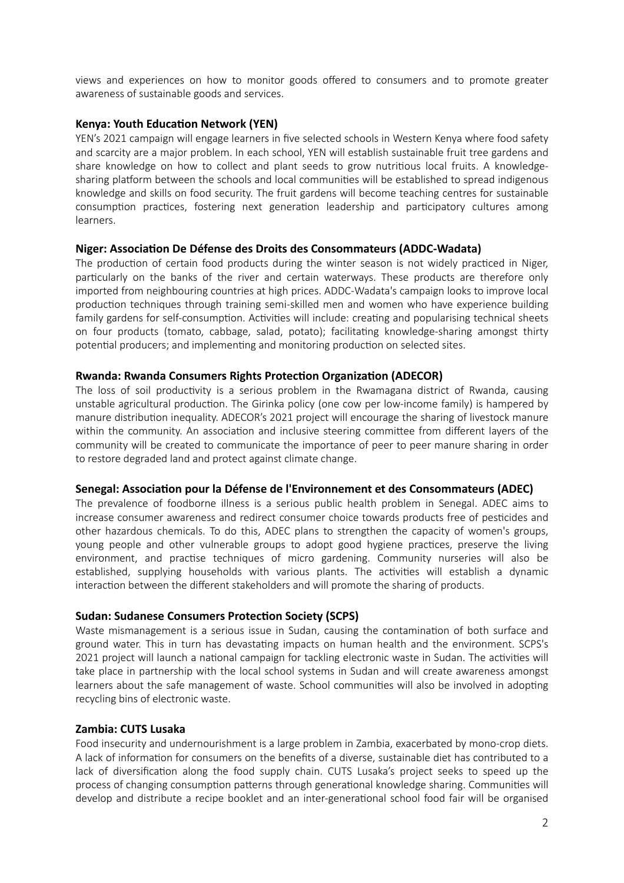views and experiences on how to monitor goods offered to consumers and to promote greater awareness of sustainable goods and services.

**Kenya: Youth Education Network (YEN)**

YEN's 2021 campaign will engage learners in five selected schools in Western Kenya where food safety and scarcity are a major problem. In each school, YEN will establish sustainable fruit tree gardens and share knowledge on how to collect and plant seeds to grow nutritious local fruits. A knowledge-sharing platform between the schools and local communities will be established to spread indigenous knowledge and skills on food security. The fruit gardens will become teaching centres for sustainable consumption practices, fostering next generation leadership and participatory cultures among learners.

**Niger: Association De Défense des Droits des Consommateurs (ADDC-Wadata)**

The production of certain food products during the winter season is not widely practiced in Niger, particularly on the banks of the river and certain waterways. These products are therefore only imported from neighbouring countries at high prices. ADDC-Wadata's campaign looks to improve local production techniques through training semi-skilled men and women who have experience building family gardens for self-consumption. Activities will include: creating and popularising technical sheets on four products (tomato, cabbage, salad, potato); facilitating knowledge-sharing amongst thirty potential producers; and implementing and monitoring production on selected sites.

**Rwanda: Rwanda Consumers Rights Protection Organization (ADECOR)**

The loss of soil productivity is a serious problem in the Rwamagana district of Rwanda, causing unstable agricultural production. The Girinka policy (one cow per low-income family) is hampered by manure distribution inequality. ADECOR's 2021 project will encourage the sharing of livestock manure within the community. An association and inclusive steering committee from different layers of the community will be created to communicate the importance of peer to peer manure sharing in order to restore degraded land and protect against climate change.

**Senegal: Association pour la Défense de l'Environnement et des Consommateurs (ADEC)**

The prevalence of foodborne illness is a serious public health problem in Senegal. ADEC aims to increase consumer awareness and redirect consumer choice towards products free of pesticides and other hazardous chemicals. To do this, ADEC plans to strengthen the capacity of women's groups, young people and other vulnerable groups to adopt good hygiene practices, preserve the living environment, and practise techniques of micro gardening. Community nurseries will also be established, supplying households with various plants. The activities will establish a dynamic interaction between the different stakeholders and will promote the sharing of products.

**Sudan: Sudanese Consumers Protection Society (SCPS)**

Waste mismanagement is a serious issue in Sudan, causing the contamination of both surface and ground water. This in turn has devastating impacts on human health and the environment. SCPS's 2021 project will launch a national campaign for tackling electronic waste in Sudan. The activities will take place in partnership with the local school systems in Sudan and will create awareness amongst learners about the safe management of waste. School communities will also be involved in adopting recycling bins of electronic waste.

**Zambia: CUTS Lusaka**

Food insecurity and undernourishment is a large problem in Zambia, exacerbated by mono-crop diets. A lack of information for consumers on the benefits of a diverse, sustainable diet has contributed to a lack of diversification along the food supply chain. CUTS Lusaka's project seeks to speed up the process of changing consumption patterns through generational knowledge sharing. Communities will develop and distribute a recipe booklet and an inter-generational school food fair will be organised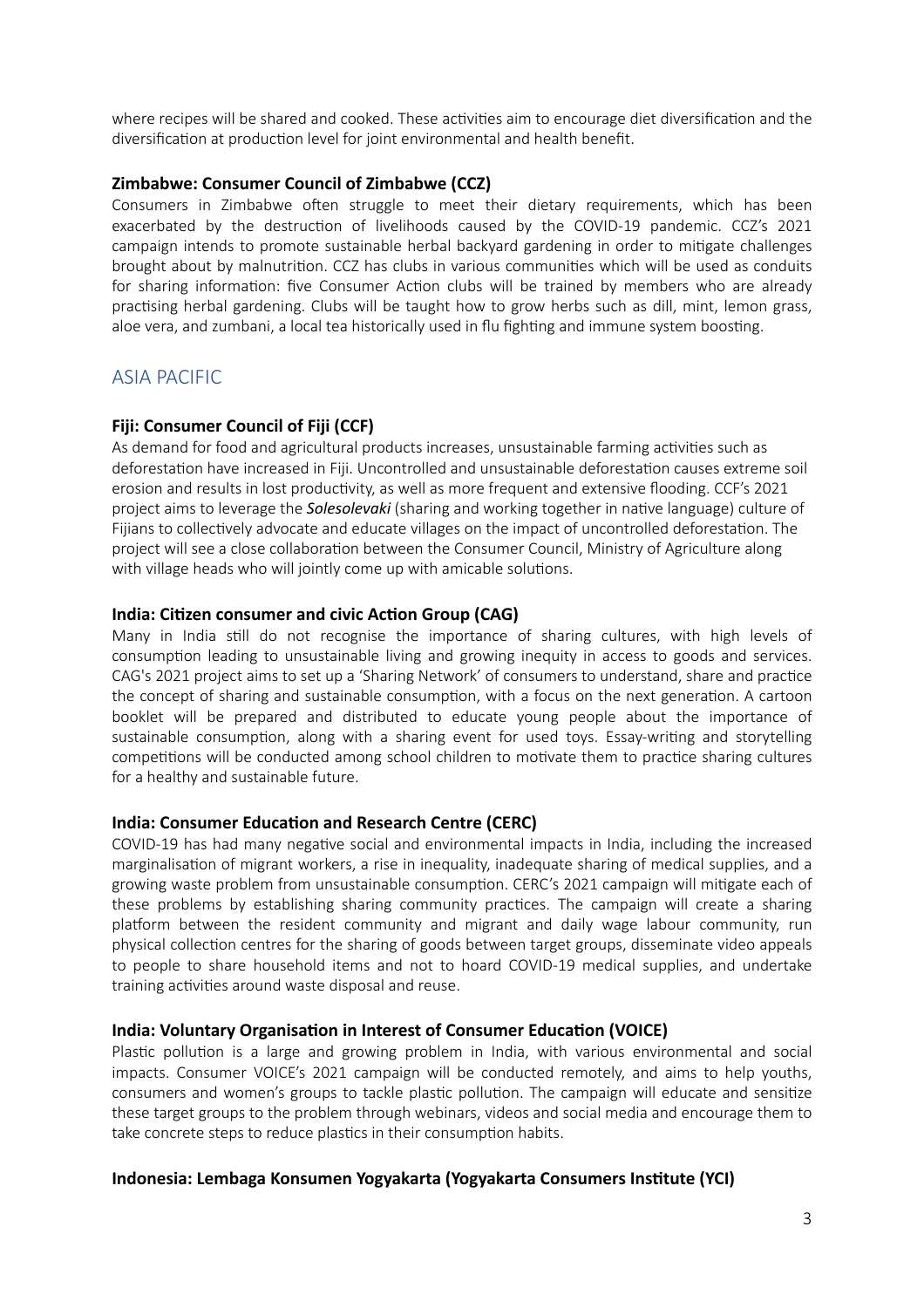where recipes will be shared and cooked. These activities aim to encourage diet diversification and the diversification at production level for joint environmental and health benefit.

### Zimbabwe: Consumer Council of Zimbabwe (CCZ)

Consumers in Zimbabwe often struggle to meet their dietary requirements, which has been exacerbated by the destruction of livelihoods caused by the COVID-19 pandemic. CCZ's 2021 campaign intends to promote sustainable herbal backyard gardening in order to mitigate challenges brought about by malnutrition. CCZ has clubs in various communities which will be used as conduits for sharing information: five Consumer Action clubs will be trained by members who are already practising herbal gardening. Clubs will be taught how to grow herbs such as dill, mint, lemon grass, aloe vera, and zumbani, a local tea historically used in flu fighting and immune system boosting.

## ASIA PACIFIC

### Fiji: Consumer Council of Fiji (CCF)

As demand for food and agricultural products increases, unsustainable farming activities such as deforestation have increased in Fiji. Uncontrolled and unsustainable deforestation causes extreme soil erosion and results in lost productivity, as well as more frequent and extensive flooding. CCF's 2021 project aims to leverage the ***Solesolevaki*** (sharing and working together in native language) culture of Fijians to collectively advocate and educate villages on the impact of uncontrolled deforestation. The project will see a close collaboration between the Consumer Council, Ministry of Agriculture along with village heads who will jointly come up with amicable solutions.

### India: Citizen consumer and civic Action Group (CAG)

Many in India still do not recognise the importance of sharing cultures, with high levels of consumption leading to unsustainable living and growing inequity in access to goods and services. CAG's 2021 project aims to set up a 'Sharing Network' of consumers to understand, share and practice the concept of sharing and sustainable consumption, with a focus on the next generation. A cartoon booklet will be prepared and distributed to educate young people about the importance of sustainable consumption, along with a sharing event for used toys. Essay-writing and storytelling competitions will be conducted among school children to motivate them to practice sharing cultures for a healthy and sustainable future.

### India: Consumer Education and Research Centre (CERC)

COVID-19 has had many negative social and environmental impacts in India, including the increased marginalisation of migrant workers, a rise in inequality, inadequate sharing of medical supplies, and a growing waste problem from unsustainable consumption. CERC's 2021 campaign will mitigate each of these problems by establishing sharing community practices. The campaign will create a sharing platform between the resident community and migrant and daily wage labour community, run physical collection centres for the sharing of goods between target groups, disseminate video appeals to people to share household items and not to hoard COVID-19 medical supplies, and undertake training activities around waste disposal and reuse.

### India: Voluntary Organisation in Interest of Consumer Education (VOICE)

Plastic pollution is a large and growing problem in India, with various environmental and social impacts. Consumer VOICE's 2021 campaign will be conducted remotely, and aims to help youths, consumers and women's groups to tackle plastic pollution. The campaign will educate and sensitize these target groups to the problem through webinars, videos and social media and encourage them to take concrete steps to reduce plastics in their consumption habits.

### Indonesia: Lembaga Konsumen Yogyakarta (Yogyakarta Consumers Institute (YCI)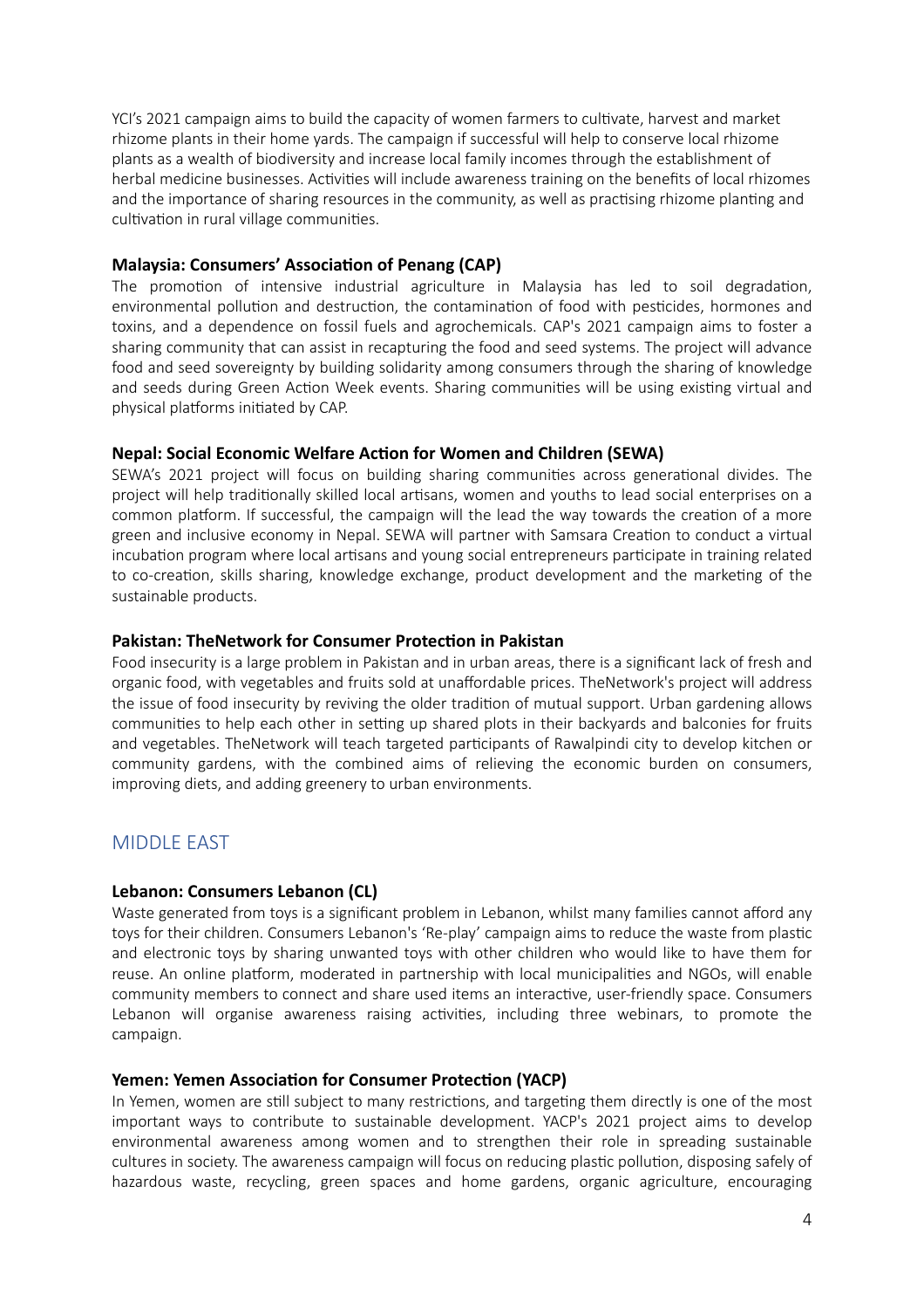YCI's 2021 campaign aims to build the capacity of women farmers to cultivate, harvest and market rhizome plants in their home yards. The campaign if successful will help to conserve local rhizome plants as a wealth of biodiversity and increase local family incomes through the establishment of herbal medicine businesses. Activities will include awareness training on the benefits of local rhizomes and the importance of sharing resources in the community, as well as practising rhizome planting and cultivation in rural village communities.

**Malaysia: Consumers' Association of Penang (CAP)**

The promotion of intensive industrial agriculture in Malaysia has led to soil degradation, environmental pollution and destruction, the contamination of food with pesticides, hormones and toxins, and a dependence on fossil fuels and agrochemicals. CAP's 2021 campaign aims to foster a sharing community that can assist in recapturing the food and seed systems. The project will advance food and seed sovereignty by building solidarity among consumers through the sharing of knowledge and seeds during Green Action Week events. Sharing communities will be using existing virtual and physical platforms initiated by CAP.

**Nepal: Social Economic Welfare Action for Women and Children (SEWA)**

SEWA's 2021 project will focus on building sharing communities across generational divides. The project will help traditionally skilled local artisans, women and youths to lead social enterprises on a common platform. If successful, the campaign will the lead the way towards the creation of a more green and inclusive economy in Nepal. SEWA will partner with Samsara Creation to conduct a virtual incubation program where local artisans and young social entrepreneurs participate in training related to co-creation, skills sharing, knowledge exchange, product development and the marketing of the sustainable products.

**Pakistan: TheNetwork for Consumer Protection in Pakistan**

Food insecurity is a large problem in Pakistan and in urban areas, there is a significant lack of fresh and organic food, with vegetables and fruits sold at unaffordable prices. TheNetwork's project will address the issue of food insecurity by reviving the older tradition of mutual support. Urban gardening allows communities to help each other in setting up shared plots in their backyards and balconies for fruits and vegetables. TheNetwork will teach targeted participants of Rawalpindi city to develop kitchen or community gardens, with the combined aims of relieving the economic burden on consumers, improving diets, and adding greenery to urban environments.

## MIDDLE EAST

**Lebanon: Consumers Lebanon (CL)**

Waste generated from toys is a significant problem in Lebanon, whilst many families cannot afford any toys for their children. Consumers Lebanon's 'Re-play' campaign aims to reduce the waste from plastic and electronic toys by sharing unwanted toys with other children who would like to have them for reuse. An online platform, moderated in partnership with local municipalities and NGOs, will enable community members to connect and share used items an interactive, user-friendly space. Consumers Lebanon will organise awareness raising activities, including three webinars, to promote the campaign.

**Yemen: Yemen Association for Consumer Protection (YACP)**

In Yemen, women are still subject to many restrictions, and targeting them directly is one of the most important ways to contribute to sustainable development. YACP's 2021 project aims to develop environmental awareness among women and to strengthen their role in spreading sustainable cultures in society. The awareness campaign will focus on reducing plastic pollution, disposing safely of hazardous waste, recycling, green spaces and home gardens, organic agriculture, encouraging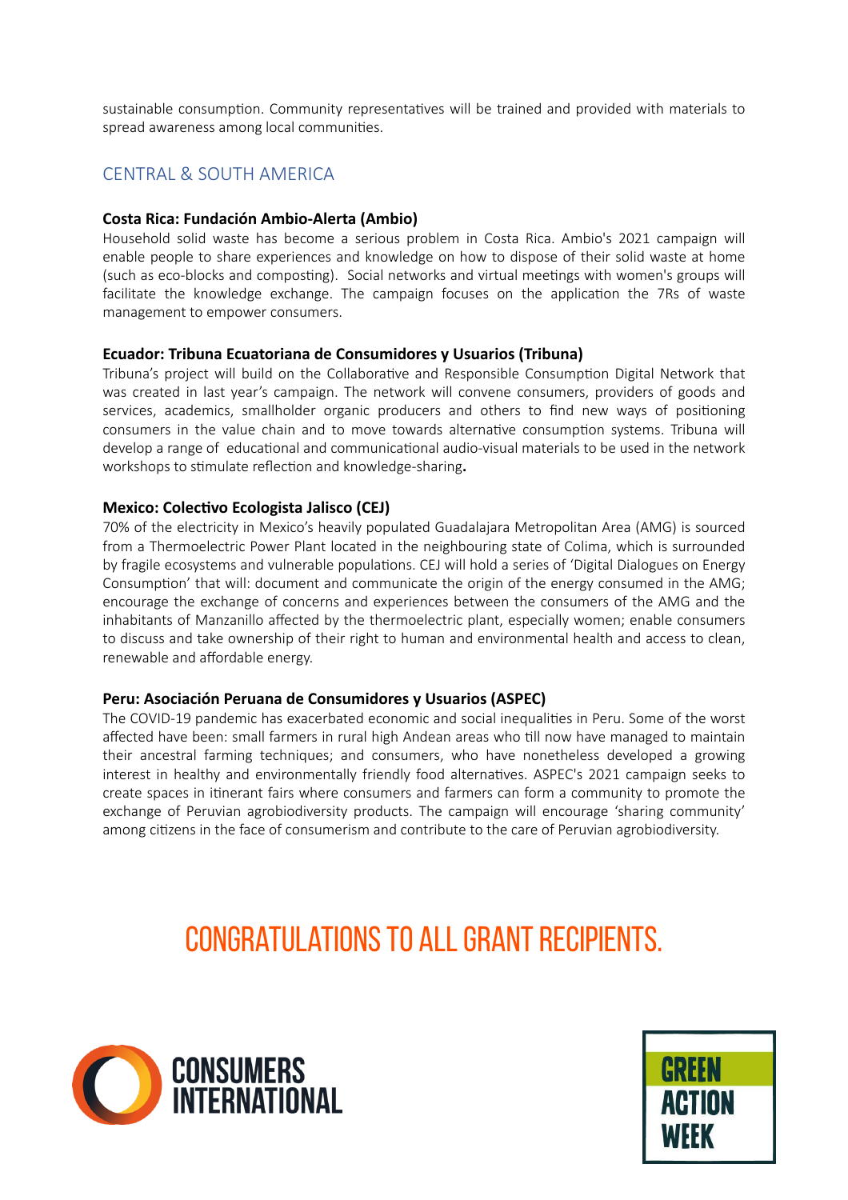sustainable consumption. Community representatives will be trained and provided with materials to spread awareness among local communities.

## CENTRAL & SOUTH AMERICA

**Costa Rica: Fundación Ambio-Alerta (Ambio)**
Household solid waste has become a serious problem in Costa Rica. Ambio's 2021 campaign will enable people to share experiences and knowledge on how to dispose of their solid waste at home (such as eco-blocks and composting). Social networks and virtual meetings with women's groups will facilitate the knowledge exchange. The campaign focuses on the application the 7Rs of waste management to empower consumers.

**Ecuador: Tribuna Ecuatoriana de Consumidores y Usuarios (Tribuna)**
Tribuna's project will build on the Collaborative and Responsible Consumption Digital Network that was created in last year's campaign. The network will convene consumers, providers of goods and services, academics, smallholder organic producers and others to find new ways of positioning consumers in the value chain and to move towards alternative consumption systems. Tribuna will develop a range of educational and communicational audio-visual materials to be used in the network workshops to stimulate reflection and knowledge-sharing**.**

**Mexico: Colectivo Ecologista Jalisco (CEJ)**
70% of the electricity in Mexico's heavily populated Guadalajara Metropolitan Area (AMG) is sourced from a Thermoelectric Power Plant located in the neighbouring state of Colima, which is surrounded by fragile ecosystems and vulnerable populations. CEJ will hold a series of 'Digital Dialogues on Energy Consumption' that will: document and communicate the origin of the energy consumed in the AMG; encourage the exchange of concerns and experiences between the consumers of the AMG and the inhabitants of Manzanillo affected by the thermoelectric plant, especially women; enable consumers to discuss and take ownership of their right to human and environmental health and access to clean, renewable and affordable energy.

**Peru: Asociación Peruana de Consumidores y Usuarios (ASPEC)**
The COVID-19 pandemic has exacerbated economic and social inequalities in Peru. Some of the worst affected have been: small farmers in rural high Andean areas who till now have managed to maintain their ancestral farming techniques; and consumers, who have nonetheless developed a growing interest in healthy and environmentally friendly food alternatives. ASPEC's 2021 campaign seeks to create spaces in itinerant fairs where consumers and farmers can form a community to promote the exchange of Peruvian agrobiodiversity products. The campaign will encourage 'sharing community' among citizens in the face of consumerism and contribute to the care of Peruvian agrobiodiversity.

# CONGRATULATIONS TO ALL GRANT RECIPIENTS.

CONSUMERS INTERNATIONAL

GREEN ACTION WEEK